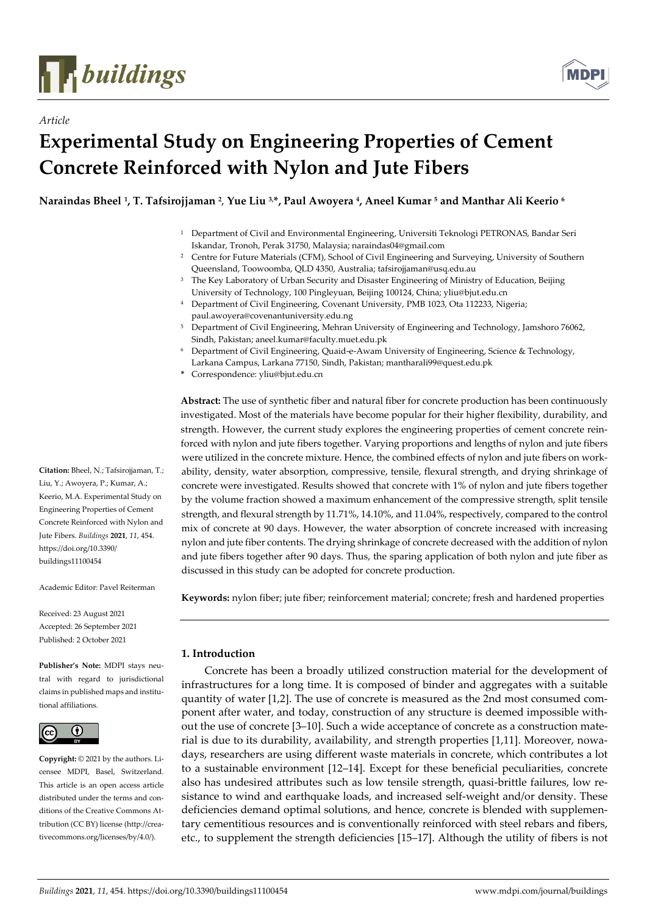*buildings*

*Article*

# Experimental Study on Engineering Properties of Cement Concrete Reinforced with Nylon and Jute Fibers

**Naraindas Bheel [1], T. Tafsirojjaman [2], Yue Liu [3,*], Paul Awoyera [4], Aneel Kumar [5] and Manthar Ali Keerio [6]**

[1] Department of Civil and Environmental Engineering, Universiti Teknologi PETRONAS, Bandar Seri Iskandar, Tronoh, Perak 31750, Malaysia; naraindas04@gmail.com
[2] Centre for Future Materials (CFM), School of Civil Engineering and Surveying, University of Southern Queensland, Toowoomba, QLD 4350, Australia; tafsirojjaman@usq.edu.au
[3] The Key Laboratory of Urban Security and Disaster Engineering of Ministry of Education, Beijing University of Technology, 100 Pingleyuan, Beijing 100124, China; yliu@bjut.edu.cn
[4] Department of Civil Engineering, Covenant University, PMB 1023, Ota 112233, Nigeria; paul.awoyera@covenantuniversity.edu.ng
[5] Department of Civil Engineering, Mehran University of Engineering and Technology, Jamshoro 76062, Sindh, Pakistan; aneel.kumar@faculty.muet.edu.pk
[6] Department of Civil Engineering, Quaid-e-Awam University of Engineering, Science & Technology, Larkana Campus, Larkana 77150, Sindh, Pakistan; mantharali99@quest.edu.pk
* Correspondence: yliu@bjut.edu.cn

**Abstract:** The use of synthetic fiber and natural fiber for concrete production has been continuously investigated. Most of the materials have become popular for their higher flexibility, durability, and strength. However, the current study explores the engineering properties of cement concrete reinforced with nylon and jute fibers together. Varying proportions and lengths of nylon and jute fibers were utilized in the concrete mixture. Hence, the combined effects of nylon and jute fibers on workability, density, water absorption, compressive, tensile, flexural strength, and drying shrinkage of concrete were investigated. Results showed that concrete with 1% of nylon and jute fibers together by the volume fraction showed a maximum enhancement of the compressive strength, split tensile strength, and flexural strength by 11.71%, 14.10%, and 11.04%, respectively, compared to the control mix of concrete at 90 days. However, the water absorption of concrete increased with increasing nylon and jute fiber contents. The drying shrinkage of concrete decreased with the addition of nylon and jute fibers together after 90 days. Thus, the sparing application of both nylon and jute fiber as discussed in this study can be adopted for concrete production.

**Keywords:** nylon fiber; jute fiber; reinforcement material; concrete; fresh and hardened properties

**Citation:** Bheel, N.; Tafsirojjaman, T.; Liu, Y.; Awoyera, P.; Kumar, A.; Keerio, M.A. Experimental Study on Engineering Properties of Cement Concrete Reinforced with Nylon and Jute Fibers. *Buildings* **2021**, *11*, 454. https://doi.org/10.3390/buildings11100454

Academic Editor: Pavel Reiterman

Received: 23 August 2021
Accepted: 26 September 2021
Published: 2 October 2021

**Publisher's Note:** MDPI stays neutral with regard to jurisdictional claims in published maps and institutional affiliations.

**Copyright:** © 2021 by the authors. Licensee MDPI, Basel, Switzerland. This article is an open access article distributed under the terms and conditions of the Creative Commons Attribution (CC BY) license (http://creativecommons.org/licenses/by/4.0/).

## 1. Introduction

Concrete has been a broadly utilized construction material for the development of infrastructures for a long time. It is composed of binder and aggregates with a suitable quantity of water [1,2]. The use of concrete is measured as the 2nd most consumed component after water, and today, construction of any structure is deemed impossible without the use of concrete [3–10]. Such a wide acceptance of concrete as a construction material is due to its durability, availability, and strength properties [1,11]. Moreover, nowadays, researchers are using different waste materials in concrete, which contributes a lot to a sustainable environment [12–14]. Except for these beneficial peculiarities, concrete also has undesired attributes such as low tensile strength, quasi-brittle failures, low resistance to wind and earthquake loads, and increased self-weight and/or density. These deficiencies demand optimal solutions, and hence, concrete is blended with supplementary cementitious resources and is conventionally reinforced with steel rebars and fibers, etc., to supplement the strength deficiencies [15–17]. Although the utility of fibers is not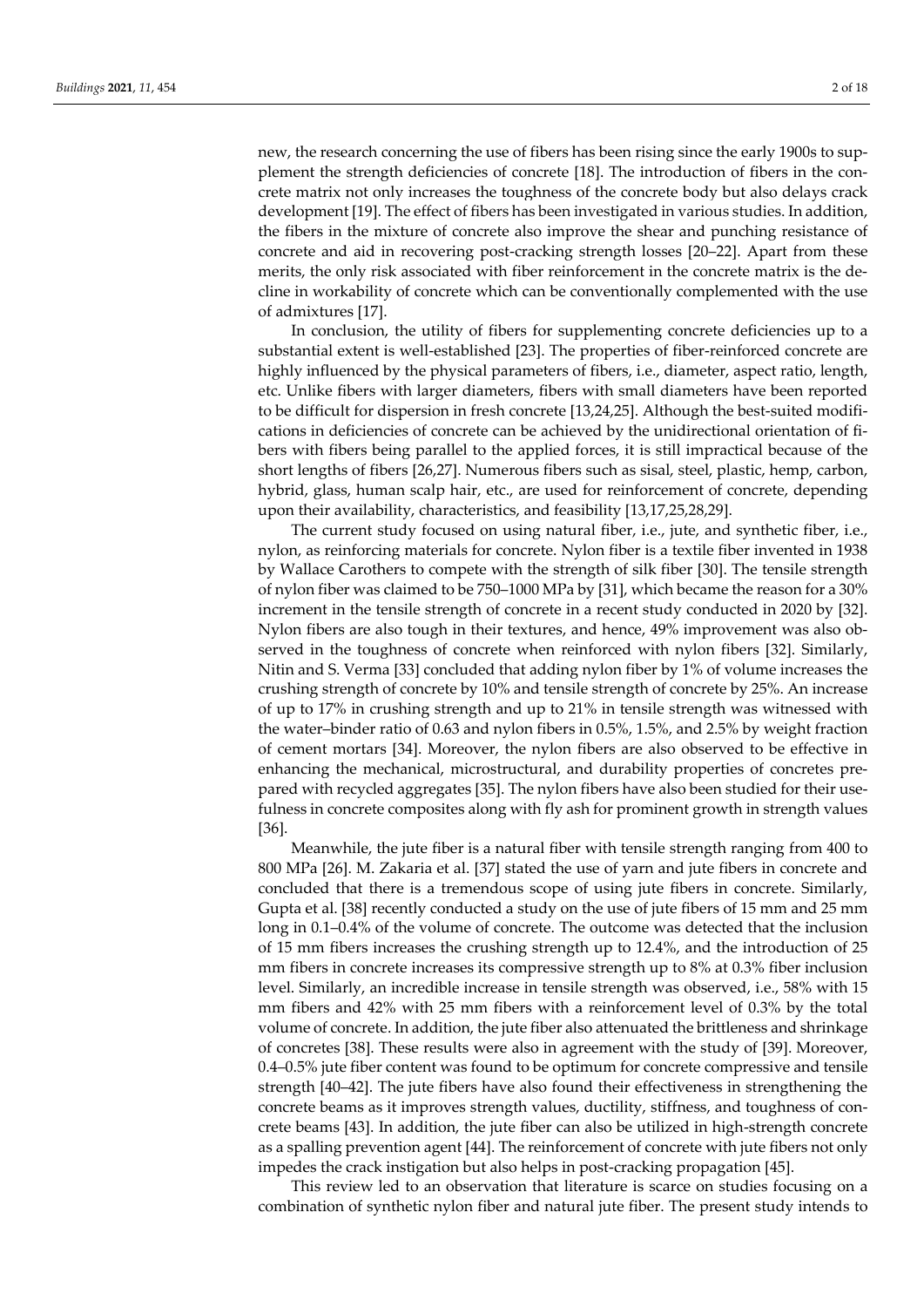new, the research concerning the use of fibers has been rising since the early 1900s to supplement the strength deficiencies of concrete [18]. The introduction of fibers in the concrete matrix not only increases the toughness of the concrete body but also delays crack development [19]. The effect of fibers has been investigated in various studies. In addition, the fibers in the mixture of concrete also improve the shear and punching resistance of concrete and aid in recovering post-cracking strength losses [20–22]. Apart from these merits, the only risk associated with fiber reinforcement in the concrete matrix is the decline in workability of concrete which can be conventionally complemented with the use of admixtures [17].

In conclusion, the utility of fibers for supplementing concrete deficiencies up to a substantial extent is well-established [23]. The properties of fiber-reinforced concrete are highly influenced by the physical parameters of fibers, i.e., diameter, aspect ratio, length, etc. Unlike fibers with larger diameters, fibers with small diameters have been reported to be difficult for dispersion in fresh concrete [13,24,25]. Although the best-suited modifications in deficiencies of concrete can be achieved by the unidirectional orientation of fibers with fibers being parallel to the applied forces, it is still impractical because of the short lengths of fibers [26,27]. Numerous fibers such as sisal, steel, plastic, hemp, carbon, hybrid, glass, human scalp hair, etc., are used for reinforcement of concrete, depending upon their availability, characteristics, and feasibility [13,17,25,28,29].

The current study focused on using natural fiber, i.e., jute, and synthetic fiber, i.e., nylon, as reinforcing materials for concrete. Nylon fiber is a textile fiber invented in 1938 by Wallace Carothers to compete with the strength of silk fiber [30]. The tensile strength of nylon fiber was claimed to be 750–1000 MPa by [31], which became the reason for a 30% increment in the tensile strength of concrete in a recent study conducted in 2020 by [32]. Nylon fibers are also tough in their textures, and hence, 49% improvement was also observed in the toughness of concrete when reinforced with nylon fibers [32]. Similarly, Nitin and S. Verma [33] concluded that adding nylon fiber by 1% of volume increases the crushing strength of concrete by 10% and tensile strength of concrete by 25%. An increase of up to 17% in crushing strength and up to 21% in tensile strength was witnessed with the water–binder ratio of 0.63 and nylon fibers in 0.5%, 1.5%, and 2.5% by weight fraction of cement mortars [34]. Moreover, the nylon fibers are also observed to be effective in enhancing the mechanical, microstructural, and durability properties of concretes prepared with recycled aggregates [35]. The nylon fibers have also been studied for their usefulness in concrete composites along with fly ash for prominent growth in strength values [36].

Meanwhile, the jute fiber is a natural fiber with tensile strength ranging from 400 to 800 MPa [26]. M. Zakaria et al. [37] stated the use of yarn and jute fibers in concrete and concluded that there is a tremendous scope of using jute fibers in concrete. Similarly, Gupta et al. [38] recently conducted a study on the use of jute fibers of 15 mm and 25 mm long in 0.1–0.4% of the volume of concrete. The outcome was detected that the inclusion of 15 mm fibers increases the crushing strength up to 12.4%, and the introduction of 25 mm fibers in concrete increases its compressive strength up to 8% at 0.3% fiber inclusion level. Similarly, an incredible increase in tensile strength was observed, i.e., 58% with 15 mm fibers and 42% with 25 mm fibers with a reinforcement level of 0.3% by the total volume of concrete. In addition, the jute fiber also attenuated the brittleness and shrinkage of concretes [38]. These results were also in agreement with the study of [39]. Moreover, 0.4–0.5% jute fiber content was found to be optimum for concrete compressive and tensile strength [40–42]. The jute fibers have also found their effectiveness in strengthening the concrete beams as it improves strength values, ductility, stiffness, and toughness of concrete beams [43]. In addition, the jute fiber can also be utilized in high-strength concrete as a spalling prevention agent [44]. The reinforcement of concrete with jute fibers not only impedes the crack instigation but also helps in post-cracking propagation [45].

This review led to an observation that literature is scarce on studies focusing on a combination of synthetic nylon fiber and natural jute fiber. The present study intends to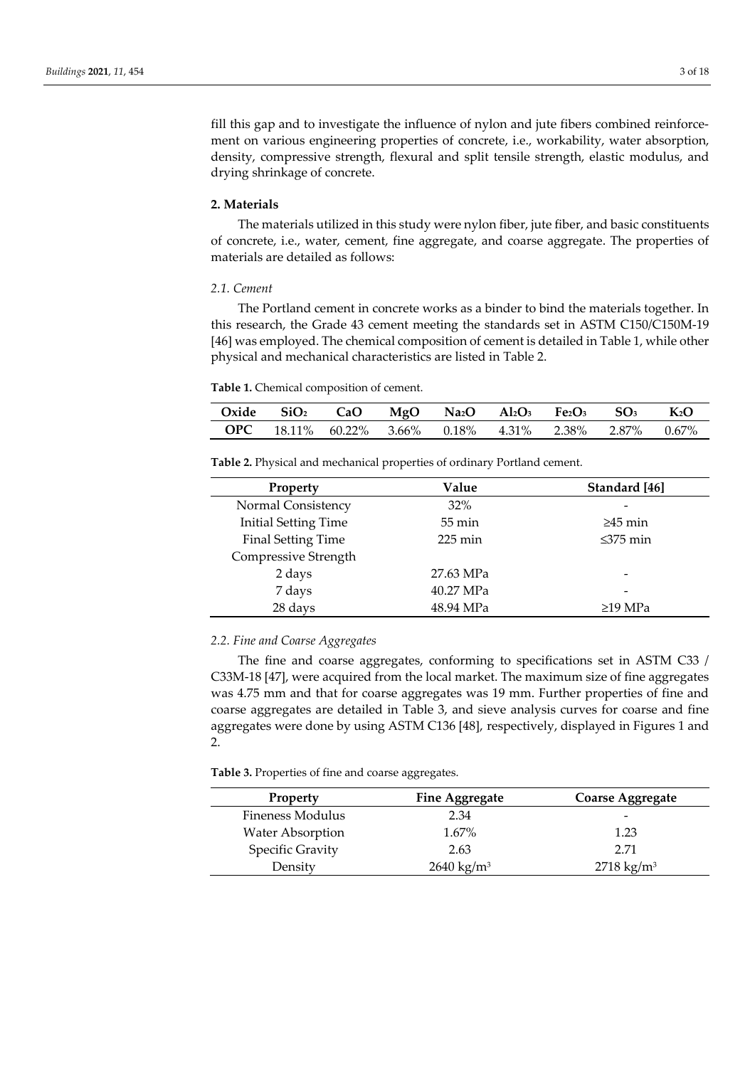fill this gap and to investigate the influence of nylon and jute fibers combined reinforcement on various engineering properties of concrete, i.e., workability, water absorption, density, compressive strength, flexural and split tensile strength, elastic modulus, and drying shrinkage of concrete.

## 2. Materials

The materials utilized in this study were nylon fiber, jute fiber, and basic constituents of concrete, i.e., water, cement, fine aggregate, and coarse aggregate. The properties of materials are detailed as follows:

### *2.1. Cement*

The Portland cement in concrete works as a binder to bind the materials together. In this research, the Grade 43 cement meeting the standards set in ASTM C150/C150M-19 [46] was employed. The chemical composition of cement is detailed in Table 1, while other physical and mechanical characteristics are listed in Table 2.

**Table 1.** Chemical composition of cement.

| Oxide | $SiO_2$ | CaO | MgO | $Na_2O$ | $Al_2O_3$ | $Fe_2O_3$ | $SO_3$ | $K_2O$ |
|---|---|---|---|---|---|---|---|---|
| **OPC** | 18.11% | 60.22% | 3.66% | 0.18% | 4.31% | 2.38% | 2.87% | 0.67% |

**Table 2.** Physical and mechanical properties of ordinary Portland cement.

| Property | Value | Standard [46] |
|---|---|---|
| Normal Consistency | 32% | - |
| Initial Setting Time | 55 min | ≥45 min |
| Final Setting Time | 225 min | ≤375 min |
| Compressive Strength | | |
| 2 days | 27.63 MPa | - |
| 7 days | 40.27 MPa | - |
| 28 days | 48.94 MPa | ≥19 MPa |

### *2.2. Fine and Coarse Aggregates*

The fine and coarse aggregates, conforming to specifications set in ASTM C33 / C33M-18 [47], were acquired from the local market. The maximum size of fine aggregates was 4.75 mm and that for coarse aggregates was 19 mm. Further properties of fine and coarse aggregates are detailed in Table 3, and sieve analysis curves for coarse and fine aggregates were done by using ASTM C136 [48], respectively, displayed in Figures 1 and 2.

**Table 3.** Properties of fine and coarse aggregates.

| Property | Fine Aggregate | Coarse Aggregate |
|---|---|---|
| Fineness Modulus | 2.34 | - |
| Water Absorption | 1.67% | 1.23 |
| Specific Gravity | 2.63 | 2.71 |
| Density | 2640 kg/m$^3$ | 2718 kg/m$^3$ |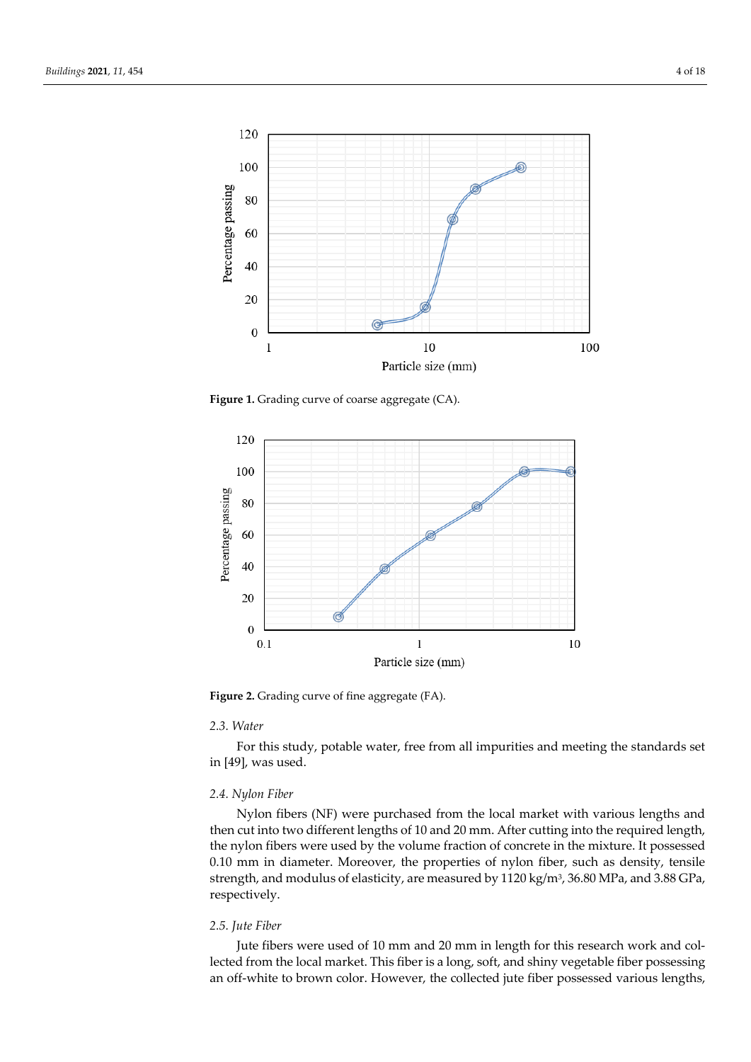120
100
80
60
40
20
0
Percentage passing
1
10
100
Particle size (mm)

**Figure 1.** Grading curve of coarse aggregate (CA).

120
100
80
60
40
20
0
Percentage passing
0.1
1
10
Particle size (mm)

**Figure 2.** Grading curve of fine aggregate (FA).

### 2.3. Water

For this study, potable water, free from all impurities and meeting the standards set in [49], was used.

### 2.4. Nylon Fiber

Nylon fibers (NF) were purchased from the local market with various lengths and then cut into two different lengths of 10 and 20 mm. After cutting into the required length, the nylon fibers were used by the volume fraction of concrete in the mixture. It possessed 0.10 mm in diameter. Moreover, the properties of nylon fiber, such as density, tensile strength, and modulus of elasticity, are measured by 1120 kg/m$^3$, 36.80 MPa, and 3.88 GPa, respectively.

### 2.5. Jute Fiber

Jute fibers were used of 10 mm and 20 mm in length for this research work and collected from the local market. This fiber is a long, soft, and shiny vegetable fiber possessing an off-white to brown color. However, the collected jute fiber possessed various lengths,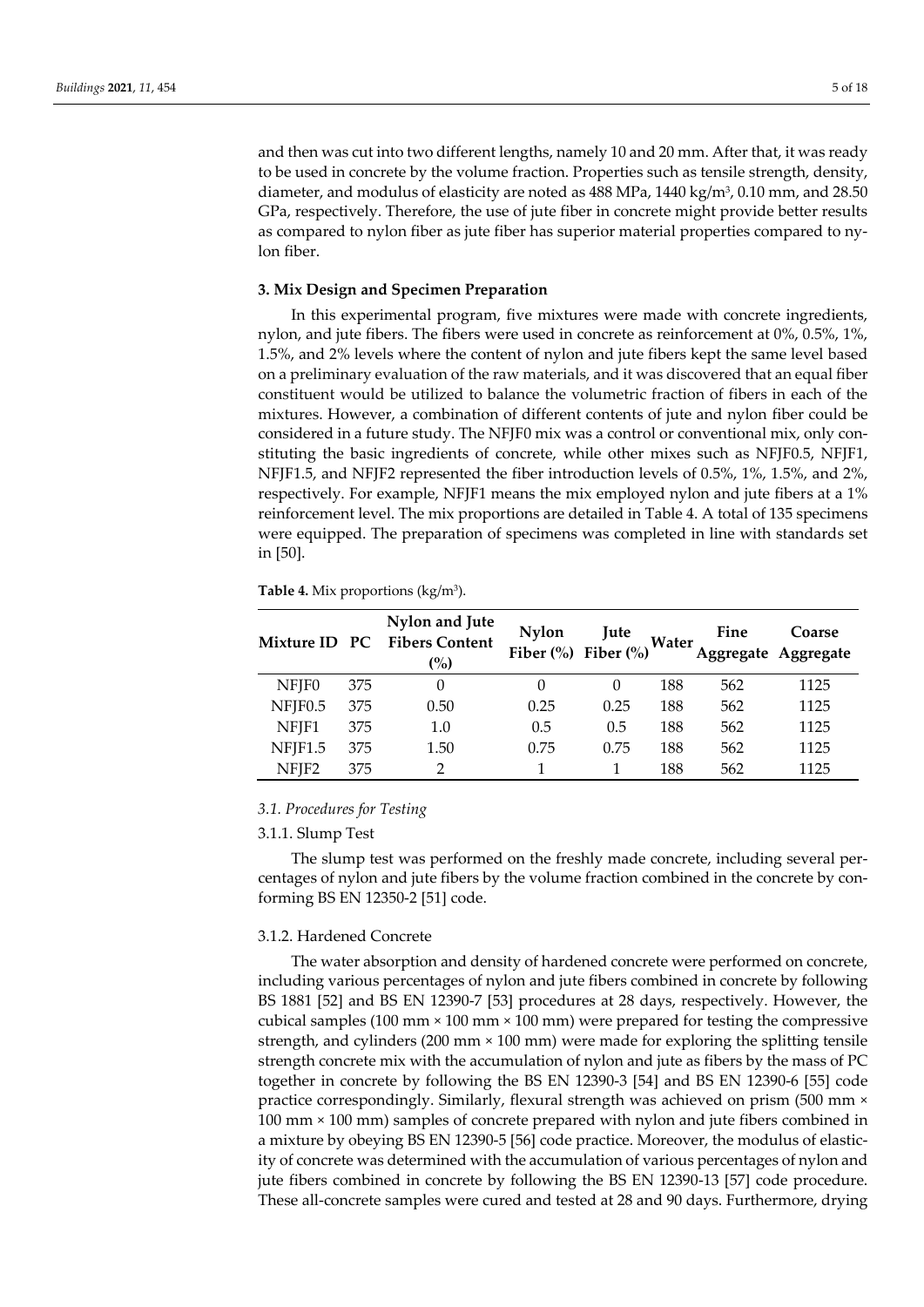and then was cut into two different lengths, namely 10 and 20 mm. After that, it was ready to be used in concrete by the volume fraction. Properties such as tensile strength, density, diameter, and modulus of elasticity are noted as 488 MPa, 1440 kg/m$^3$, 0.10 mm, and 28.50 GPa, respectively. Therefore, the use of jute fiber in concrete might provide better results as compared to nylon fiber as jute fiber has superior material properties compared to nylon fiber.

## 3. Mix Design and Specimen Preparation

In this experimental program, five mixtures were made with concrete ingredients, nylon, and jute fibers. The fibers were used in concrete as reinforcement at 0%, 0.5%, 1%, 1.5%, and 2% levels where the content of nylon and jute fibers kept the same level based on a preliminary evaluation of the raw materials, and it was discovered that an equal fiber constituent would be utilized to balance the volumetric fraction of fibers in each of the mixtures. However, a combination of different contents of jute and nylon fiber could be considered in a future study. The NFJF0 mix was a control or conventional mix, only constituting the basic ingredients of concrete, while other mixes such as NFJF0.5, NFJF1, NFJF1.5, and NFJF2 represented the fiber introduction levels of 0.5%, 1%, 1.5%, and 2%, respectively. For example, NFJF1 means the mix employed nylon and jute fibers at a 1% reinforcement level. The mix proportions are detailed in Table 4. A total of 135 specimens were equipped. The preparation of specimens was completed in line with standards set in [50].

**Table 4.** Mix proportions (kg/m$^3$).

| Mixture ID | PC | Nylon and Jute Fibers Content (%) | Nylon Fiber (%) | Jute Fiber (%) | Water | Fine Aggregate | Coarse Aggregate |
|---|---|---|---|---|---|---|---|
| NFJF0 | 375 | 0 | 0 | 0 | 188 | 562 | 1125 |
| NFJF0.5 | 375 | 0.50 | 0.25 | 0.25 | 188 | 562 | 1125 |
| NFJF1 | 375 | 1.0 | 0.5 | 0.5 | 188 | 562 | 1125 |
| NFJF1.5 | 375 | 1.50 | 0.75 | 0.75 | 188 | 562 | 1125 |
| NFJF2 | 375 | 2 | 1 | 1 | 188 | 562 | 1125 |

### *3.1. Procedures for Testing*

#### 3.1.1. Slump Test

The slump test was performed on the freshly made concrete, including several percentages of nylon and jute fibers by the volume fraction combined in the concrete by conforming BS EN 12350-2 [51] code.

#### 3.1.2. Hardened Concrete

The water absorption and density of hardened concrete were performed on concrete, including various percentages of nylon and jute fibers combined in concrete by following BS 1881 [52] and BS EN 12390-7 [53] procedures at 28 days, respectively. However, the cubical samples (100 mm × 100 mm × 100 mm) were prepared for testing the compressive strength, and cylinders (200 mm × 100 mm) were made for exploring the splitting tensile strength concrete mix with the accumulation of nylon and jute as fibers by the mass of PC together in concrete by following the BS EN 12390-3 [54] and BS EN 12390-6 [55] code practice correspondingly. Similarly, flexural strength was achieved on prism (500 mm × 100 mm × 100 mm) samples of concrete prepared with nylon and jute fibers combined in a mixture by obeying BS EN 12390-5 [56] code practice. Moreover, the modulus of elasticity of concrete was determined with the accumulation of various percentages of nylon and jute fibers combined in concrete by following the BS EN 12390-13 [57] code procedure. These all-concrete samples were cured and tested at 28 and 90 days. Furthermore, drying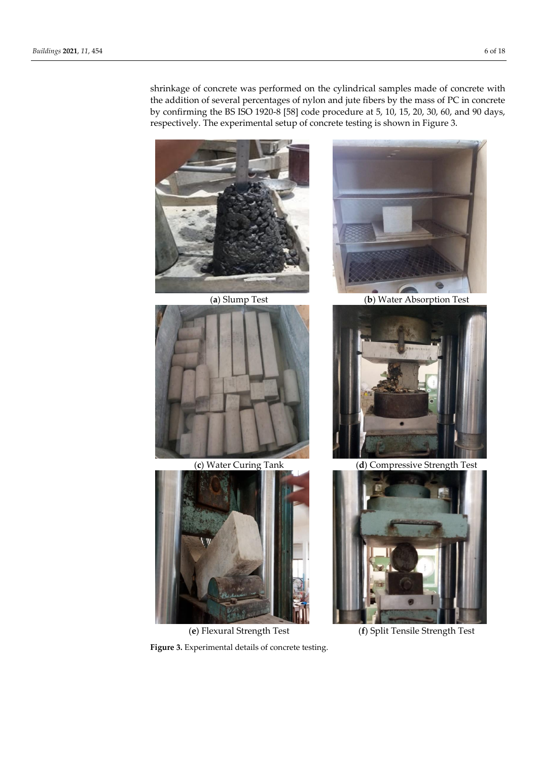shrinkage of concrete was performed on the cylindrical samples made of concrete with the addition of several percentages of nylon and jute fibers by the mass of PC in concrete by confirming the BS ISO 1920-8 [58] code procedure at 5, 10, 15, 20, 30, 60, and 90 days, respectively. The experimental setup of concrete testing is shown in Figure 3.

(**a**) Slump Test

(**b**) Water Absorption Test

(**c**) Water Curing Tank

(**d**) Compressive Strength Test

(**e**) Flexural Strength Test

(**f**) Split Tensile Strength Test

**Figure 3.** Experimental details of concrete testing.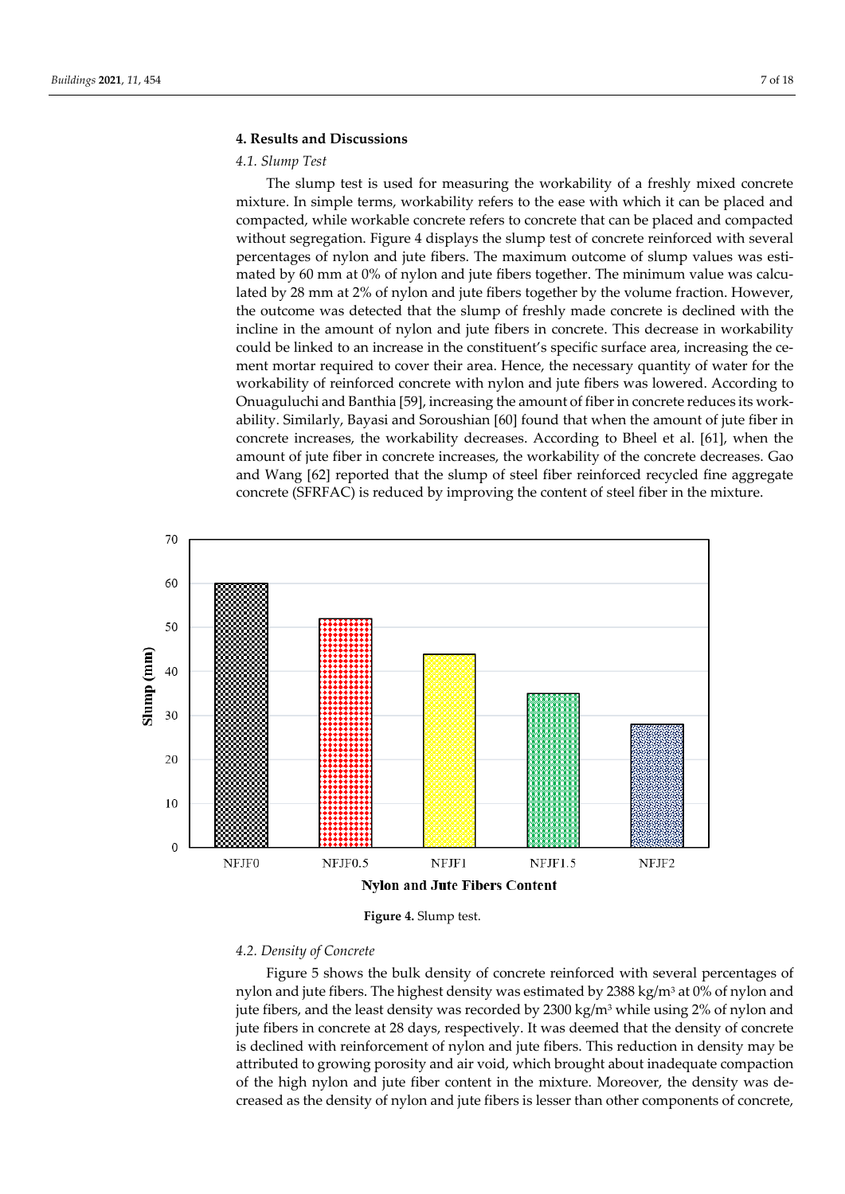## 4. Results and Discussions

### *4.1. Slump Test*

The slump test is used for measuring the workability of a freshly mixed concrete mixture. In simple terms, workability refers to the ease with which it can be placed and compacted, while workable concrete refers to concrete that can be placed and compacted without segregation. Figure 4 displays the slump test of concrete reinforced with several percentages of nylon and jute fibers. The maximum outcome of slump values was estimated by 60 mm at 0% of nylon and jute fibers together. The minimum value was calculated by 28 mm at 2% of nylon and jute fibers together by the volume fraction. However, the outcome was detected that the slump of freshly made concrete is declined with the incline in the amount of nylon and jute fibers in concrete. This decrease in workability could be linked to an increase in the constituent's specific surface area, increasing the cement mortar required to cover their area. Hence, the necessary quantity of water for the workability of reinforced concrete with nylon and jute fibers was lowered. According to Onuaguluchi and Banthia [59], increasing the amount of fiber in concrete reduces its workability. Similarly, Bayasi and Soroushian [60] found that when the amount of jute fiber in concrete increases, the workability decreases. According to Bheel et al. [61], when the amount of jute fiber in concrete increases, the workability of the concrete decreases. Gao and Wang [62] reported that the slump of steel fiber reinforced recycled fine aggregate concrete (SFRFAC) is reduced by improving the content of steel fiber in the mixture.

70
60
50
40
30
20
10
0

Slump (mm)

NFJF0
NFJF0.5
NFJF1
NFJF1.5
NFJF2

Nylon and Jute Fibers Content

**Figure 4.** Slump test.

### *4.2. Density of Concrete*

Figure 5 shows the bulk density of concrete reinforced with several percentages of nylon and jute fibers. The highest density was estimated by 2388 kg/m$^3$ at 0% of nylon and jute fibers, and the least density was recorded by 2300 kg/m$^3$ while using 2% of nylon and jute fibers in concrete at 28 days, respectively. It was deemed that the density of concrete is declined with reinforcement of nylon and jute fibers. This reduction in density may be attributed to growing porosity and air void, which brought about inadequate compaction of the high nylon and jute fiber content in the mixture. Moreover, the density was decreased as the density of nylon and jute fibers is lesser than other components of concrete,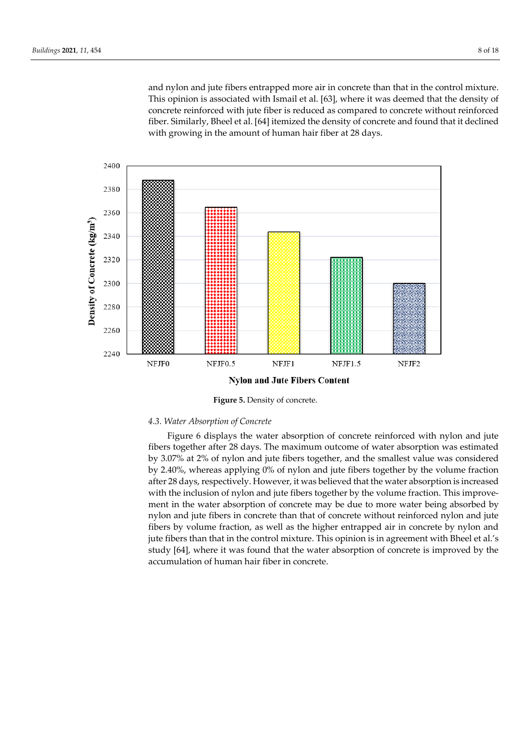and nylon and jute fibers entrapped more air in concrete than that in the control mixture. This opinion is associated with Ismail et al. [63], where it was deemed that the density of concrete reinforced with jute fiber is reduced as compared to concrete without reinforced fiber. Similarly, Bheel et al. [64] itemized the density of concrete and found that it declined with growing in the amount of human hair fiber at 28 days.

Density of Concrete (kg/m$^3$)

2400
2380
2360
2340
2320
2300
2280
2260
2240

NFJF0
NFJF0.5
NFJF1
NFJF1.5
NFJF2

Nylon and Jute Fibers Content

**Figure 5.** Density of concrete.

### 4.3. Water Absorption of Concrete

Figure 6 displays the water absorption of concrete reinforced with nylon and jute fibers together after 28 days. The maximum outcome of water absorption was estimated by 3.07% at 2% of nylon and jute fibers together, and the smallest value was considered by 2.40%, whereas applying 0% of nylon and jute fibers together by the volume fraction after 28 days, respectively. However, it was believed that the water absorption is increased with the inclusion of nylon and jute fibers together by the volume fraction. This improvement in the water absorption of concrete may be due to more water being absorbed by nylon and jute fibers in concrete than that of concrete without reinforced nylon and jute fibers by volume fraction, as well as the higher entrapped air in concrete by nylon and jute fibers than that in the control mixture. This opinion is in agreement with Bheel et al.'s study [64], where it was found that the water absorption of concrete is improved by the accumulation of human hair fiber in concrete.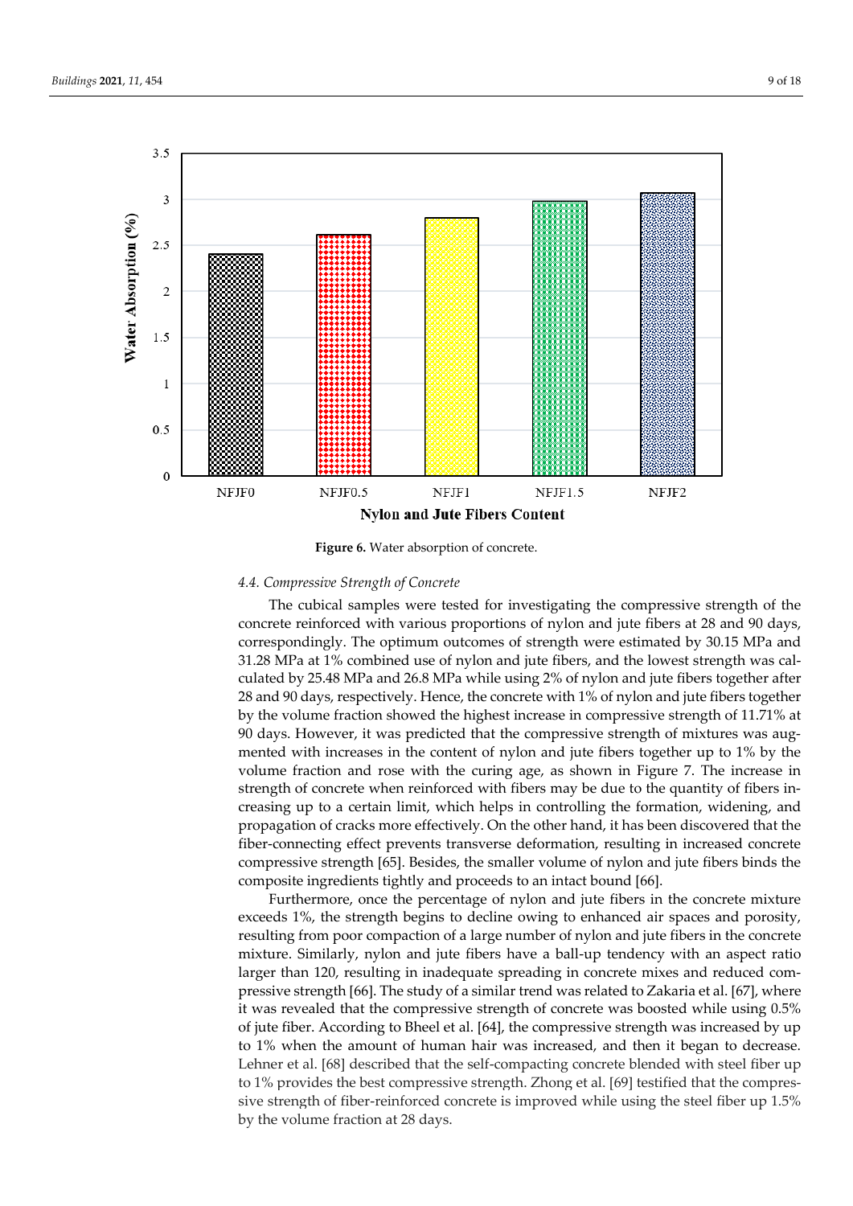3.5
3
2.5
2
1.5
1
0.5
0

Water Absorption (%)

NFJF0 NFJF0.5 NFJF1 NFJF1.5 NFJF2

**Nylon and Jute Fibers Content**

**Figure 6.** Water absorption of concrete.

### *4.4. Compressive Strength of Concrete*

The cubical samples were tested for investigating the compressive strength of the concrete reinforced with various proportions of nylon and jute fibers at 28 and 90 days, correspondingly. The optimum outcomes of strength were estimated by 30.15 MPa and 31.28 MPa at 1% combined use of nylon and jute fibers, and the lowest strength was calculated by 25.48 MPa and 26.8 MPa while using 2% of nylon and jute fibers together after 28 and 90 days, respectively. Hence, the concrete with 1% of nylon and jute fibers together by the volume fraction showed the highest increase in compressive strength of 11.71% at 90 days. However, it was predicted that the compressive strength of mixtures was augmented with increases in the content of nylon and jute fibers together up to 1% by the volume fraction and rose with the curing age, as shown in Figure 7. The increase in strength of concrete when reinforced with fibers may be due to the quantity of fibers increasing up to a certain limit, which helps in controlling the formation, widening, and propagation of cracks more effectively. On the other hand, it has been discovered that the fiber-connecting effect prevents transverse deformation, resulting in increased concrete compressive strength [65]. Besides, the smaller volume of nylon and jute fibers binds the composite ingredients tightly and proceeds to an intact bound [66].

Furthermore, once the percentage of nylon and jute fibers in the concrete mixture exceeds 1%, the strength begins to decline owing to enhanced air spaces and porosity, resulting from poor compaction of a large number of nylon and jute fibers in the concrete mixture. Similarly, nylon and jute fibers have a ball-up tendency with an aspect ratio larger than 120, resulting in inadequate spreading in concrete mixes and reduced compressive strength [66]. The study of a similar trend was related to Zakaria et al. [67], where it was revealed that the compressive strength of concrete was boosted while using 0.5% of jute fiber. According to Bheel et al. [64], the compressive strength was increased by up to 1% when the amount of human hair was increased, and then it began to decrease. Lehner et al. [68] described that the self-compacting concrete blended with steel fiber up to 1% provides the best compressive strength. Zhong et al. [69] testified that the compressive strength of fiber-reinforced concrete is improved while using the steel fiber up 1.5% by the volume fraction at 28 days.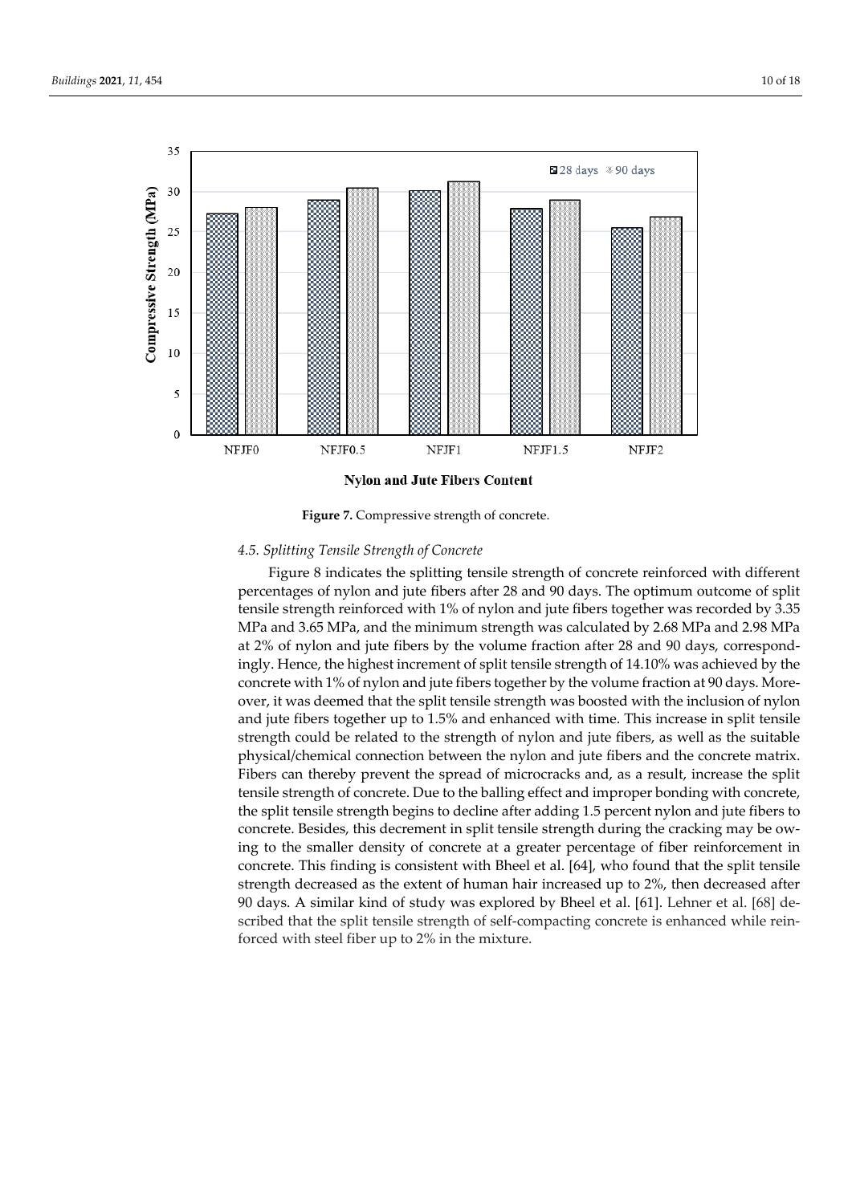35
30
25
20
15
10
5
0

Compressive Strength (MPa)

28 days 90 days

NFJF0
NFJF0.5
NFJF1
NFJF1.5
NFJF2

Nylon and Jute Fibers Content

**Figure 7.** Compressive strength of concrete.

### *4.5. Splitting Tensile Strength of Concrete*

Figure 8 indicates the splitting tensile strength of concrete reinforced with different percentages of nylon and jute fibers after 28 and 90 days. The optimum outcome of split tensile strength reinforced with 1% of nylon and jute fibers together was recorded by 3.35 MPa and 3.65 MPa, and the minimum strength was calculated by 2.68 MPa and 2.98 MPa at 2% of nylon and jute fibers by the volume fraction after 28 and 90 days, correspondingly. Hence, the highest increment of split tensile strength of 14.10% was achieved by the concrete with 1% of nylon and jute fibers together by the volume fraction at 90 days. Moreover, it was deemed that the split tensile strength was boosted with the inclusion of nylon and jute fibers together up to 1.5% and enhanced with time. This increase in split tensile strength could be related to the strength of nylon and jute fibers, as well as the suitable physical/chemical connection between the nylon and jute fibers and the concrete matrix. Fibers can thereby prevent the spread of microcracks and, as a result, increase the split tensile strength of concrete. Due to the balling effect and improper bonding with concrete, the split tensile strength begins to decline after adding 1.5 percent nylon and jute fibers to concrete. Besides, this decrement in split tensile strength during the cracking may be owing to the smaller density of concrete at a greater percentage of fiber reinforcement in concrete. This finding is consistent with Bheel et al. [64], who found that the split tensile strength decreased as the extent of human hair increased up to 2%, then decreased after 90 days. A similar kind of study was explored by Bheel et al. [61]. Lehner et al. [68] described that the split tensile strength of self-compacting concrete is enhanced while reinforced with steel fiber up to 2% in the mixture.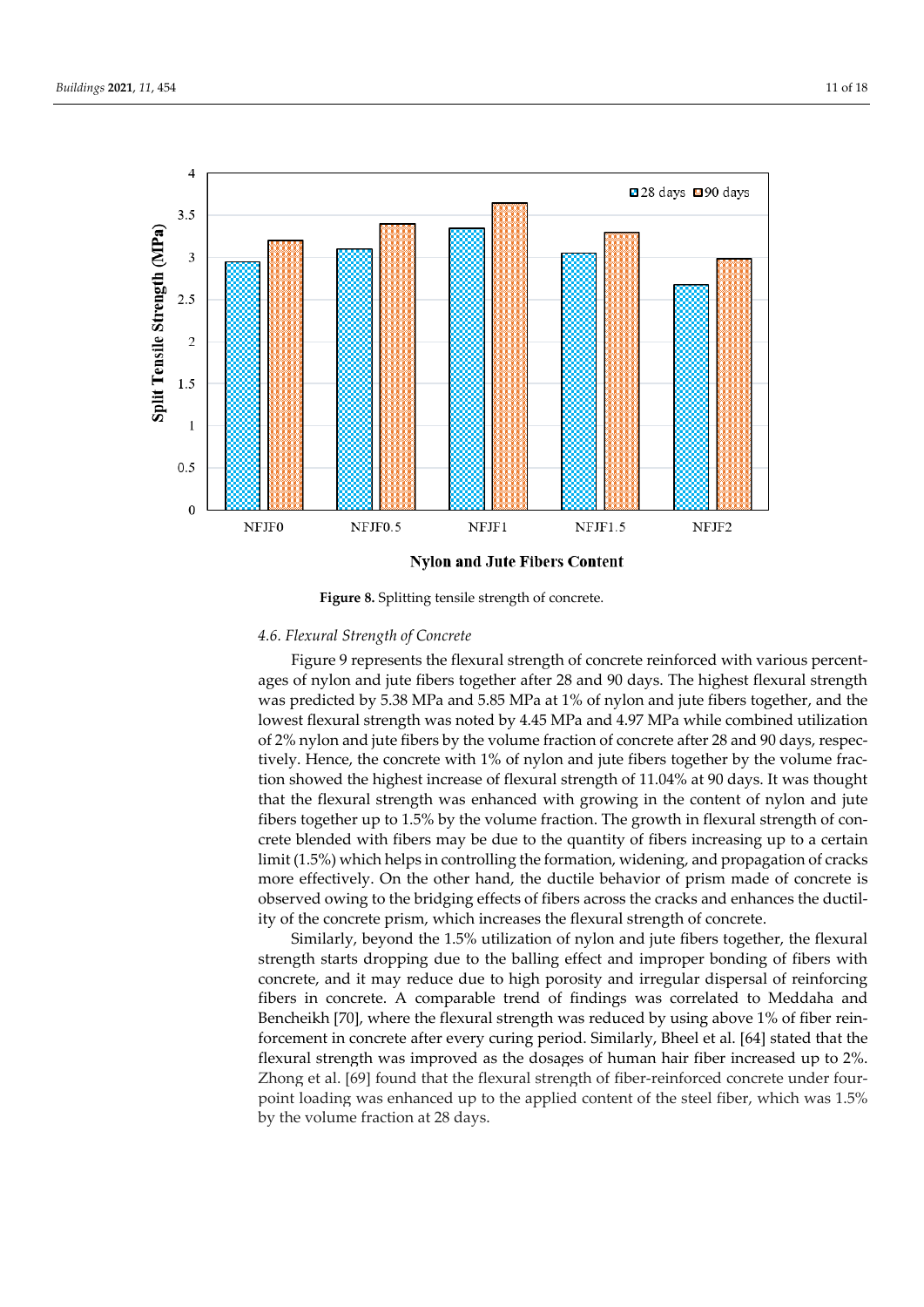4

3.5

3

2.5

2

1.5

1

0.5

0

Split Tensile Strength (MPa)

28 days 90 days

NFJF0

NFJF0.5

NFJF1

NFJF1.5

NFJF2

Nylon and Jute Fibers Content

**Figure 8.** Splitting tensile strength of concrete.

### *4.6. Flexural Strength of Concrete*

Figure 9 represents the flexural strength of concrete reinforced with various percentages of nylon and jute fibers together after 28 and 90 days. The highest flexural strength was predicted by 5.38 MPa and 5.85 MPa at 1% of nylon and jute fibers together, and the lowest flexural strength was noted by 4.45 MPa and 4.97 MPa while combined utilization of 2% nylon and jute fibers by the volume fraction of concrete after 28 and 90 days, respectively. Hence, the concrete with 1% of nylon and jute fibers together by the volume fraction showed the highest increase of flexural strength of 11.04% at 90 days. It was thought that the flexural strength was enhanced with growing in the content of nylon and jute fibers together up to 1.5% by the volume fraction. The growth in flexural strength of concrete blended with fibers may be due to the quantity of fibers increasing up to a certain limit (1.5%) which helps in controlling the formation, widening, and propagation of cracks more effectively. On the other hand, the ductile behavior of prism made of concrete is observed owing to the bridging effects of fibers across the cracks and enhances the ductility of the concrete prism, which increases the flexural strength of concrete.

Similarly, beyond the 1.5% utilization of nylon and jute fibers together, the flexural strength starts dropping due to the balling effect and improper bonding of fibers with concrete, and it may reduce due to high porosity and irregular dispersal of reinforcing fibers in concrete. A comparable trend of findings was correlated to Meddaha and Bencheikh [70], where the flexural strength was reduced by using above 1% of fiber reinforcement in concrete after every curing period. Similarly, Bheel et al. [64] stated that the flexural strength was improved as the dosages of human hair fiber increased up to 2%. Zhong et al. [69] found that the flexural strength of fiber-reinforced concrete under four-point loading was enhanced up to the applied content of the steel fiber, which was 1.5% by the volume fraction at 28 days.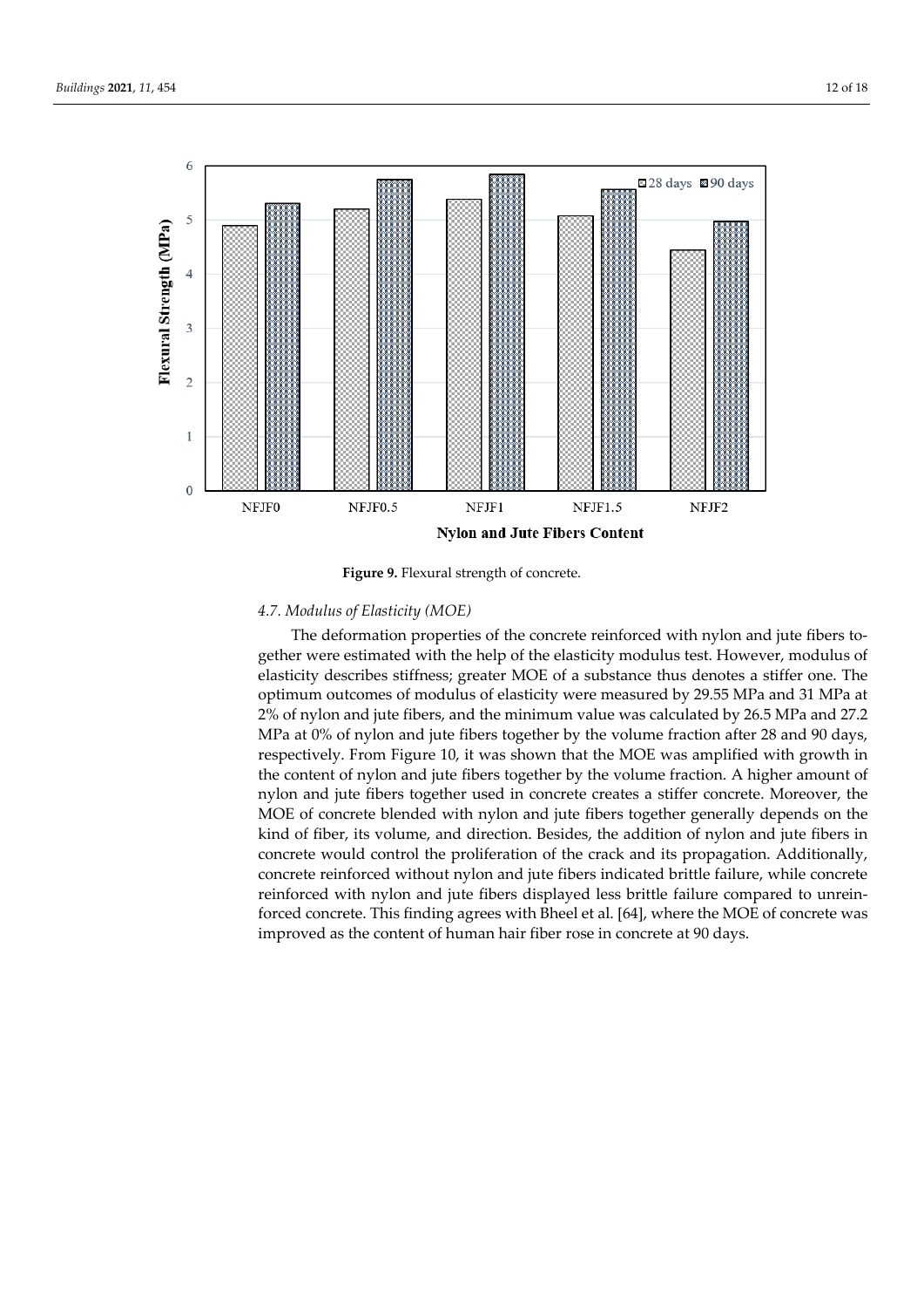Figure 9. Flexural strength of concrete.

### 4.7. Modulus of Elasticity (MOE)

The deformation properties of the concrete reinforced with nylon and jute fibers together were estimated with the help of the elasticity modulus test. However, modulus of elasticity describes stiffness; greater MOE of a substance thus denotes a stiffer one. The optimum outcomes of modulus of elasticity were measured by 29.55 MPa and 31 MPa at 2% of nylon and jute fibers, and the minimum value was calculated by 26.5 MPa and 27.2 MPa at 0% of nylon and jute fibers together by the volume fraction after 28 and 90 days, respectively. From Figure 10, it was shown that the MOE was amplified with growth in the content of nylon and jute fibers together by the volume fraction. A higher amount of nylon and jute fibers together used in concrete creates a stiffer concrete. Moreover, the MOE of concrete blended with nylon and jute fibers together generally depends on the kind of fiber, its volume, and direction. Besides, the addition of nylon and jute fibers in concrete would control the proliferation of the crack and its propagation. Additionally, concrete reinforced without nylon and jute fibers indicated brittle failure, while concrete reinforced with nylon and jute fibers displayed less brittle failure compared to unreinforced concrete. This finding agrees with Bheel et al. [64], where the MOE of concrete was improved as the content of human hair fiber rose in concrete at 90 days.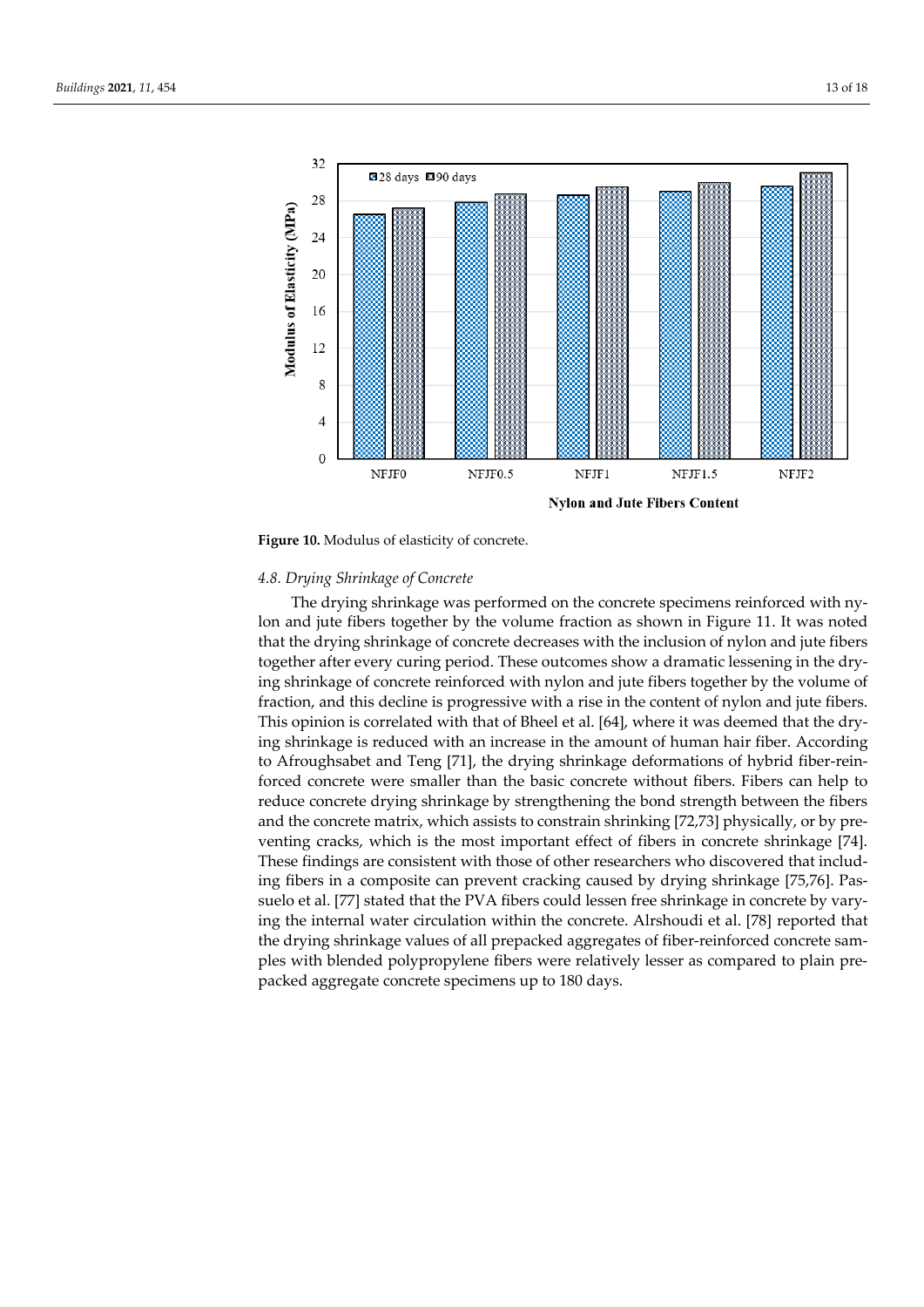32
28 days 90 days
28
24
20
16
12
8
4
0
Modulus of Elasticity (MPa)
NFJF0
NFJF0.5
NFJF1
NFJF1.5
NFJF2
Nylon and Jute Fibers Content

**Figure 10.** Modulus of elasticity of concrete.

### *4.8. Drying Shrinkage of Concrete*

The drying shrinkage was performed on the concrete specimens reinforced with nylon and jute fibers together by the volume fraction as shown in Figure 11. It was noted that the drying shrinkage of concrete decreases with the inclusion of nylon and jute fibers together after every curing period. These outcomes show a dramatic lessening in the drying shrinkage of concrete reinforced with nylon and jute fibers together by the volume of fraction, and this decline is progressive with a rise in the content of nylon and jute fibers. This opinion is correlated with that of Bheel et al. [64], where it was deemed that the drying shrinkage is reduced with an increase in the amount of human hair fiber. According to Afroughsabet and Teng [71], the drying shrinkage deformations of hybrid fiber-reinforced concrete were smaller than the basic concrete without fibers. Fibers can help to reduce concrete drying shrinkage by strengthening the bond strength between the fibers and the concrete matrix, which assists to constrain shrinking [72,73] physically, or by preventing cracks, which is the most important effect of fibers in concrete shrinkage [74]. These findings are consistent with those of other researchers who discovered that including fibers in a composite can prevent cracking caused by drying shrinkage [75,76]. Passuelo et al. [77] stated that the PVA fibers could lessen free shrinkage in concrete by varying the internal water circulation within the concrete. Alrshoudi et al. [78] reported that the drying shrinkage values of all prepacked aggregates of fiber-reinforced concrete samples with blended polypropylene fibers were relatively lesser as compared to plain prepacked aggregate concrete specimens up to 180 days.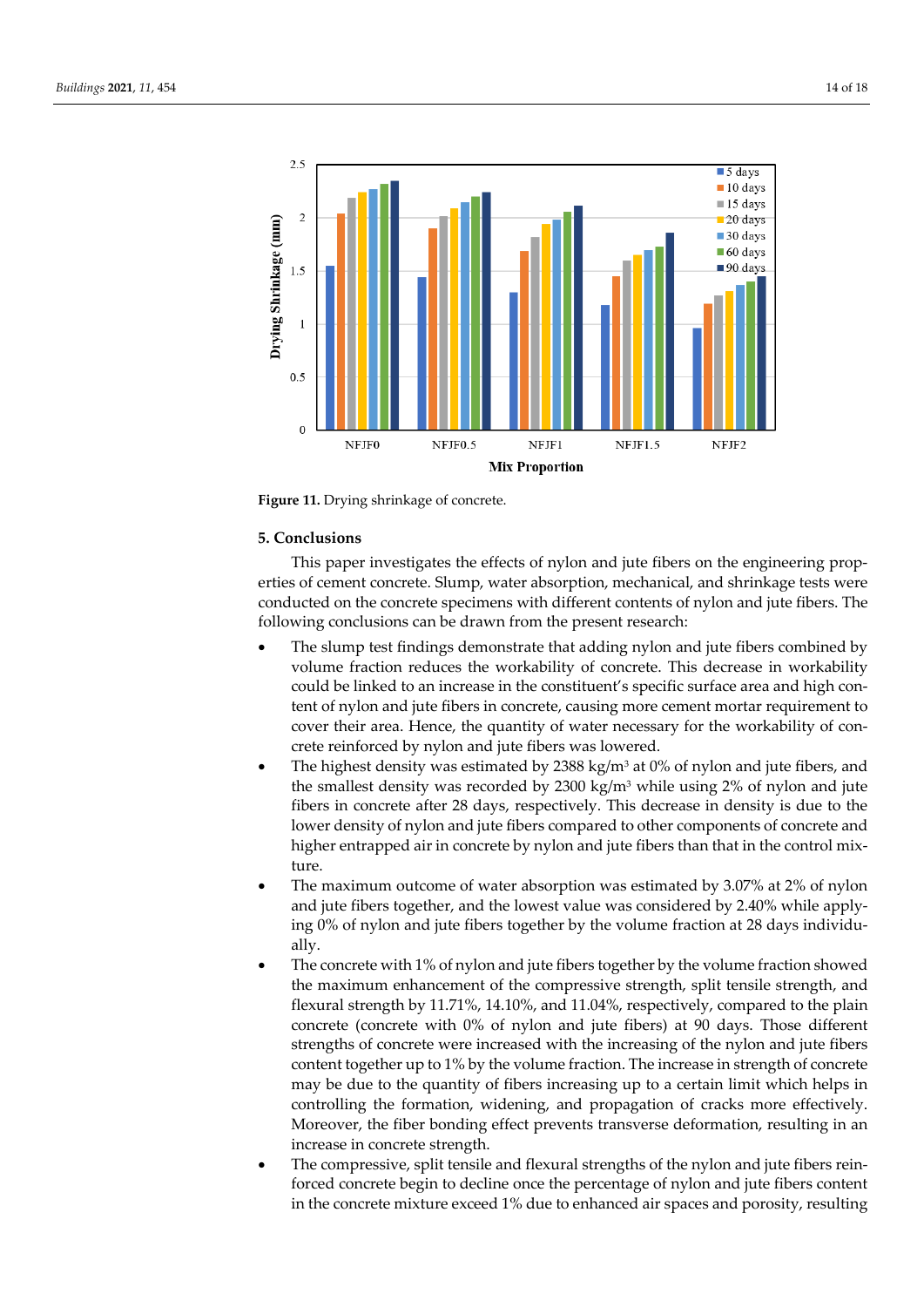2.5
2
1.5
1
0.5
0

Drying Shrinkage (mm)

5 days
10 days
15 days
20 days
30 days
60 days
90 days

NFJF0
NFJF0.5
NFJF1
NFJF1.5
NFJF2

Mix Proportion

**Figure 11.** Drying shrinkage of concrete.

## 5. Conclusions

This paper investigates the effects of nylon and jute fibers on the engineering properties of cement concrete. Slump, water absorption, mechanical, and shrinkage tests were conducted on the concrete specimens with different contents of nylon and jute fibers. The following conclusions can be drawn from the present research:

- The slump test findings demonstrate that adding nylon and jute fibers combined by volume fraction reduces the workability of concrete. This decrease in workability could be linked to an increase in the constituent's specific surface area and high content of nylon and jute fibers in concrete, causing more cement mortar requirement to cover their area. Hence, the quantity of water necessary for the workability of concrete reinforced by nylon and jute fibers was lowered.
- The highest density was estimated by 2388 kg/m$^3$ at 0% of nylon and jute fibers, and the smallest density was recorded by 2300 kg/m$^3$ while using 2% of nylon and jute fibers in concrete after 28 days, respectively. This decrease in density is due to the lower density of nylon and jute fibers compared to other components of concrete and higher entrapped air in concrete by nylon and jute fibers than that in the control mixture.
- The maximum outcome of water absorption was estimated by 3.07% at 2% of nylon and jute fibers together, and the lowest value was considered by 2.40% while applying 0% of nylon and jute fibers together by the volume fraction at 28 days individually.
- The concrete with 1% of nylon and jute fibers together by the volume fraction showed the maximum enhancement of the compressive strength, split tensile strength, and flexural strength by 11.71%, 14.10%, and 11.04%, respectively, compared to the plain concrete (concrete with 0% of nylon and jute fibers) at 90 days. Those different strengths of concrete were increased with the increasing of the nylon and jute fibers content together up to 1% by the volume fraction. The increase in strength of concrete may be due to the quantity of fibers increasing up to a certain limit which helps in controlling the formation, widening, and propagation of cracks more effectively. Moreover, the fiber bonding effect prevents transverse deformation, resulting in an increase in concrete strength.
- The compressive, split tensile and flexural strengths of the nylon and jute fibers reinforced concrete begin to decline once the percentage of nylon and jute fibers content in the concrete mixture exceed 1% due to enhanced air spaces and porosity, resulting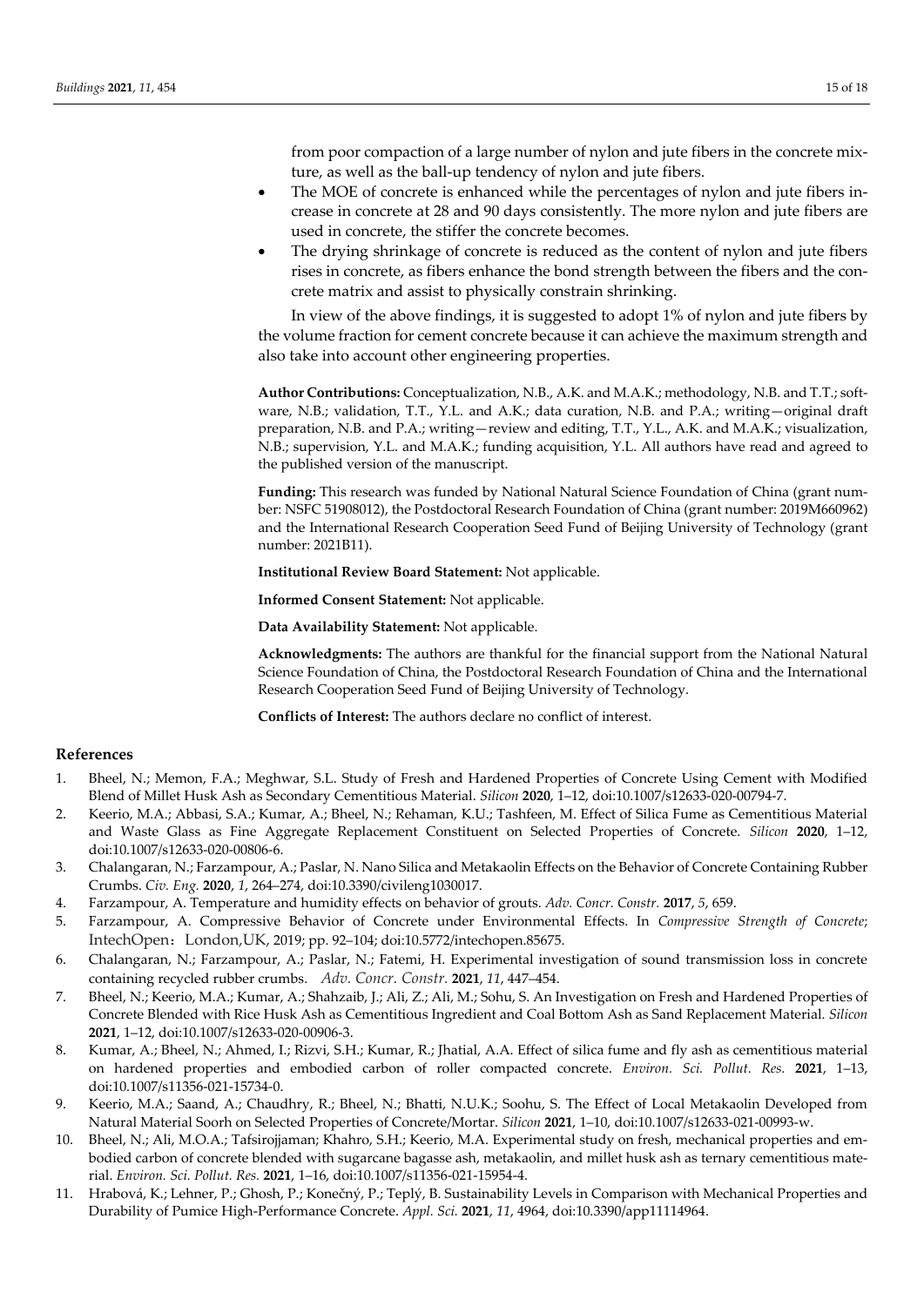from poor compaction of a large number of nylon and jute fibers in the concrete mixture, as well as the ball-up tendency of nylon and jute fibers.

- The MOE of concrete is enhanced while the percentages of nylon and jute fibers increase in concrete at 28 and 90 days consistently. The more nylon and jute fibers are used in concrete, the stiffer the concrete becomes.
- The drying shrinkage of concrete is reduced as the content of nylon and jute fibers rises in concrete, as fibers enhance the bond strength between the fibers and the concrete matrix and assist to physically constrain shrinking.

In view of the above findings, it is suggested to adopt 1% of nylon and jute fibers by the volume fraction for cement concrete because it can achieve the maximum strength and also take into account other engineering properties.

**Author Contributions:** Conceptualization, N.B., A.K. and M.A.K.; methodology, N.B. and T.T.; software, N.B.; validation, T.T., Y.L. and A.K.; data curation, N.B. and P.A.; writing—original draft preparation, N.B. and P.A.; writing—review and editing, T.T., Y.L., A.K. and M.A.K.; visualization, N.B.; supervision, Y.L. and M.A.K.; funding acquisition, Y.L. All authors have read and agreed to the published version of the manuscript.

**Funding:** This research was funded by National Natural Science Foundation of China (grant number: NSFC 51908012), the Postdoctoral Research Foundation of China (grant number: 2019M660962) and the International Research Cooperation Seed Fund of Beijing University of Technology (grant number: 2021B11).

**Institutional Review Board Statement:** Not applicable.

**Informed Consent Statement:** Not applicable.

**Data Availability Statement:** Not applicable.

**Acknowledgments:** The authors are thankful for the financial support from the National Natural Science Foundation of China, the Postdoctoral Research Foundation of China and the International Research Cooperation Seed Fund of Beijing University of Technology.

**Conflicts of Interest:** The authors declare no conflict of interest.

## References

1. Bheel, N.; Memon, F.A.; Meghwar, S.L. Study of Fresh and Hardened Properties of Concrete Using Cement with Modified Blend of Millet Husk Ash as Secondary Cementitious Material. *Silicon* **2020**, 1–12, doi:10.1007/s12633-020-00794-7.
2. Keerio, M.A.; Abbasi, S.A.; Kumar, A.; Bheel, N.; Rehaman, K.U.; Tashfeen, M. Effect of Silica Fume as Cementitious Material and Waste Glass as Fine Aggregate Replacement Constituent on Selected Properties of Concrete. *Silicon* **2020**, 1–12, doi:10.1007/s12633-020-00806-6.
3. Chalangaran, N.; Farzampour, A.; Paslar, N. Nano Silica and Metakaolin Effects on the Behavior of Concrete Containing Rubber Crumbs. *Civ. Eng.* **2020**, *1*, 264–274, doi:10.3390/civileng1030017.
4. Farzampour, A. Temperature and humidity effects on behavior of grouts. *Adv. Concr. Constr.* **2017**, *5*, 659.
5. Farzampour, A. Compressive Behavior of Concrete under Environmental Effects. In *Compressive Strength of Concrete*; IntechOpen：London,UK, 2019; pp. 92–104; doi:10.5772/intechopen.85675.
6. Chalangaran, N.; Farzampour, A.; Paslar, N.; Fatemi, H. Experimental investigation of sound transmission loss in concrete containing recycled rubber crumbs. *Adv. Concr. Constr.* **2021**, *11*, 447–454.
7. Bheel, N.; Keerio, M.A.; Kumar, A.; Shahzaib, J.; Ali, Z.; Ali, M.; Sohu, S. An Investigation on Fresh and Hardened Properties of Concrete Blended with Rice Husk Ash as Cementitious Ingredient and Coal Bottom Ash as Sand Replacement Material. *Silicon* **2021**, 1–12, doi:10.1007/s12633-020-00906-3.
8. Kumar, A.; Bheel, N.; Ahmed, I.; Rizvi, S.H.; Kumar, R.; Jhatial, A.A. Effect of silica fume and fly ash as cementitious material on hardened properties and embodied carbon of roller compacted concrete. *Environ. Sci. Pollut. Res.* **2021**, 1–13, doi:10.1007/s11356-021-15734-0.
9. Keerio, M.A.; Saand, A.; Chaudhry, R.; Bheel, N.; Bhatti, N.U.K.; Soohu, S. The Effect of Local Metakaolin Developed from Natural Material Soorh on Selected Properties of Concrete/Mortar. *Silicon* **2021**, 1–10, doi:10.1007/s12633-021-00993-w.
10. Bheel, N.; Ali, M.O.A.; Tafsirojjaman; Khahro, S.H.; Keerio, M.A. Experimental study on fresh, mechanical properties and embodied carbon of concrete blended with sugarcane bagasse ash, metakaolin, and millet husk ash as ternary cementitious material. *Environ. Sci. Pollut. Res.* **2021**, 1–16, doi:10.1007/s11356-021-15954-4.
11. Hrabová, K.; Lehner, P.; Ghosh, P.; Konečný, P.; Teplý, B. Sustainability Levels in Comparison with Mechanical Properties and Durability of Pumice High-Performance Concrete. *Appl. Sci.* **2021**, *11*, 4964, doi:10.3390/app11114964.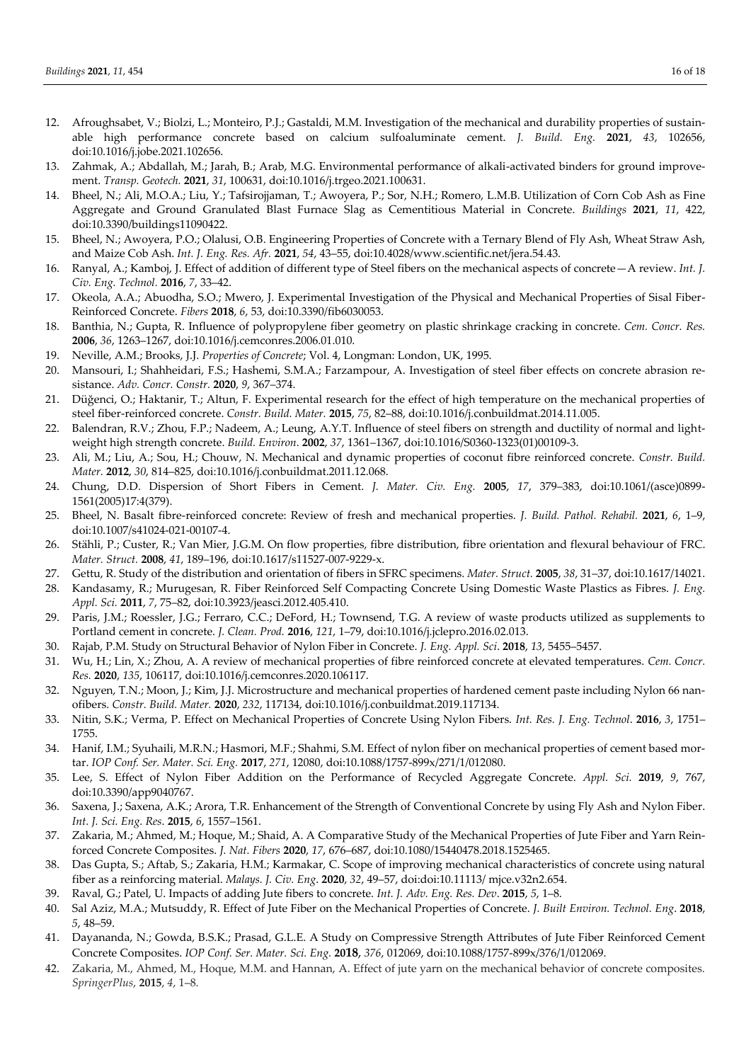12. Afroughsabet, V.; Biolzi, L.; Monteiro, P.J.; Gastaldi, M.M. Investigation of the mechanical and durability properties of sustainable high performance concrete based on calcium sulfoaluminate cement. *J. Build. Eng.* **2021**, *43*, 102656, doi:10.1016/j.jobe.2021.102656.
13. Zahmak, A.; Abdallah, M.; Jarah, B.; Arab, M.G. Environmental performance of alkali-activated binders for ground improvement. *Transp. Geotech.* **2021**, *31*, 100631, doi:10.1016/j.trgeo.2021.100631.
14. Bheel, N.; Ali, M.O.A.; Liu, Y.; Tafsirojjaman, T.; Awoyera, P.; Sor, N.H.; Romero, L.M.B. Utilization of Corn Cob Ash as Fine Aggregate and Ground Granulated Blast Furnace Slag as Cementitious Material in Concrete. *Buildings* **2021**, *11*, 422, doi:10.3390/buildings11090422.
15. Bheel, N.; Awoyera, P.O.; Olalusi, O.B. Engineering Properties of Concrete with a Ternary Blend of Fly Ash, Wheat Straw Ash, and Maize Cob Ash. *Int. J. Eng. Res. Afr.* **2021**, *54*, 43–55, doi:10.4028/www.scientific.net/jera.54.43.
16. Ranyal, A.; Kamboj, J. Effect of addition of different type of Steel fibers on the mechanical aspects of concrete—A review. *Int. J. Civ. Eng. Technol.* **2016**, *7*, 33–42.
17. Okeola, A.A.; Abuodha, S.O.; Mwero, J. Experimental Investigation of the Physical and Mechanical Properties of Sisal Fiber-Reinforced Concrete. *Fibers* **2018**, *6*, 53, doi:10.3390/fib6030053.
18. Banthia, N.; Gupta, R. Influence of polypropylene fiber geometry on plastic shrinkage cracking in concrete. *Cem. Concr. Res.* **2006**, *36*, 1263–1267, doi:10.1016/j.cemconres.2006.01.010.
19. Neville, A.M.; Brooks, J.J. *Properties of Concrete*; Vol. 4, Longman: London, UK, 1995.
20. Mansouri, I.; Shahheidari, F.S.; Hashemi, S.M.A.; Farzampour, A. Investigation of steel fiber effects on concrete abrasion resistance. *Adv. Concr. Constr.* **2020**, *9*, 367–374.
21. Düğenci, O.; Haktanir, T.; Altun, F. Experimental research for the effect of high temperature on the mechanical properties of steel fiber-reinforced concrete. *Constr. Build. Mater.* **2015**, *75*, 82–88, doi:10.1016/j.conbuildmat.2014.11.005.
22. Balendran, R.V.; Zhou, F.P.; Nadeem, A.; Leung, A.Y.T. Influence of steel fibers on strength and ductility of normal and lightweight high strength concrete. *Build. Environ*. **2002**, *37*, 1361–1367, doi:10.1016/S0360-1323(01)00109-3.
23. Ali, M.; Liu, A.; Sou, H.; Chouw, N. Mechanical and dynamic properties of coconut fibre reinforced concrete. *Constr. Build. Mater.* **2012**, *30*, 814–825, doi:10.1016/j.conbuildmat.2011.12.068.
24. Chung, D.D. Dispersion of Short Fibers in Cement. *J. Mater. Civ. Eng.* **2005**, *17*, 379–383, doi:10.1061/(asce)0899-1561(2005)17:4(379).
25. Bheel, N. Basalt fibre-reinforced concrete: Review of fresh and mechanical properties. *J. Build. Pathol. Rehabil.* **2021**, *6*, 1–9, doi:10.1007/s41024-021-00107-4.
26. Stähli, P.; Custer, R.; Van Mier, J.G.M. On flow properties, fibre distribution, fibre orientation and flexural behaviour of FRC. *Mater. Struct.* **2008**, *41*, 189–196, doi:10.1617/s11527-007-9229-x.
27. Gettu, R. Study of the distribution and orientation of fibers in SFRC specimens. *Mater. Struct.* **2005**, *38*, 31–37, doi:10.1617/14021.
28. Kandasamy, R.; Murugesan, R. Fiber Reinforced Self Compacting Concrete Using Domestic Waste Plastics as Fibres. *J. Eng. Appl. Sci.* **2011**, *7*, 75–82, doi:10.3923/jeasci.2012.405.410.
29. Paris, J.M.; Roessler, J.G.; Ferraro, C.C.; DeFord, H.; Townsend, T.G. A review of waste products utilized as supplements to Portland cement in concrete. *J. Clean. Prod.* **2016**, *121*, 1–79, doi:10.1016/j.jclepro.2016.02.013.
30. Rajab, P.M. Study on Structural Behavior of Nylon Fiber in Concrete. *J. Eng. Appl. Sci*. **2018**, *13*, 5455–5457.
31. Wu, H.; Lin, X.; Zhou, A. A review of mechanical properties of fibre reinforced concrete at elevated temperatures. *Cem. Concr. Res.* **2020**, *135*, 106117, doi:10.1016/j.cemconres.2020.106117.
32. Nguyen, T.N.; Moon, J.; Kim, J.J. Microstructure and mechanical properties of hardened cement paste including Nylon 66 nanofibers. *Constr. Build. Mater.* **2020**, *232*, 117134, doi:10.1016/j.conbuildmat.2019.117134.
33. Nitin, S.K.; Verma, P. Effect on Mechanical Properties of Concrete Using Nylon Fibers. *Int. Res. J. Eng. Technol*. **2016**, *3*, 1751–1755.
34. Hanif, I.M.; Syuhaili, M.R.N.; Hasmori, M.F.; Shahmi, S.M. Effect of nylon fiber on mechanical properties of cement based mortar. *IOP Conf. Ser. Mater. Sci. Eng.* **2017**, *271*, 12080, doi:10.1088/1757-899x/271/1/012080.
35. Lee, S. Effect of Nylon Fiber Addition on the Performance of Recycled Aggregate Concrete. *Appl. Sci.* **2019**, *9*, 767, doi:10.3390/app9040767.
36. Saxena, J.; Saxena, A.K.; Arora, T.R. Enhancement of the Strength of Conventional Concrete by using Fly Ash and Nylon Fiber. *Int. J. Sci. Eng. Res*. **2015**, *6*, 1557–1561.
37. Zakaria, M.; Ahmed, M.; Hoque, M.; Shaid, A. A Comparative Study of the Mechanical Properties of Jute Fiber and Yarn Reinforced Concrete Composites. *J. Nat. Fibers* **2020**, *17*, 676–687, doi:10.1080/15440478.2018.1525465.
38. Das Gupta, S.; Aftab, S.; Zakaria, H.M.; Karmakar, C. Scope of improving mechanical characteristics of concrete using natural fiber as a reinforcing material. *Malays. J. Civ. Eng*. **2020**, *32*, 49–57, doi:doi:10.11113/ mjce.v32n2.654.
39. Raval, G.; Patel, U. Impacts of adding Jute fibers to concrete. *Int. J. Adv. Eng. Res. Dev*. **2015**, *5*, 1–8.
40. Sal Aziz, M.A.; Mutsuddy, R. Effect of Jute Fiber on the Mechanical Properties of Concrete. *J. Built Environ. Technol. Eng*. **2018**, *5*, 48–59.
41. Dayananda, N.; Gowda, B.S.K.; Prasad, G.L.E. A Study on Compressive Strength Attributes of Jute Fiber Reinforced Cement Concrete Composites. *IOP Conf. Ser. Mater. Sci. Eng.* **2018**, *376*, 012069, doi:10.1088/1757-899x/376/1/012069.
42. Zakaria, M., Ahmed, M., Hoque, M.M. and Hannan, A. Effect of jute yarn on the mechanical behavior of concrete composites. *SpringerPlus*, **2015**, *4*, 1–8.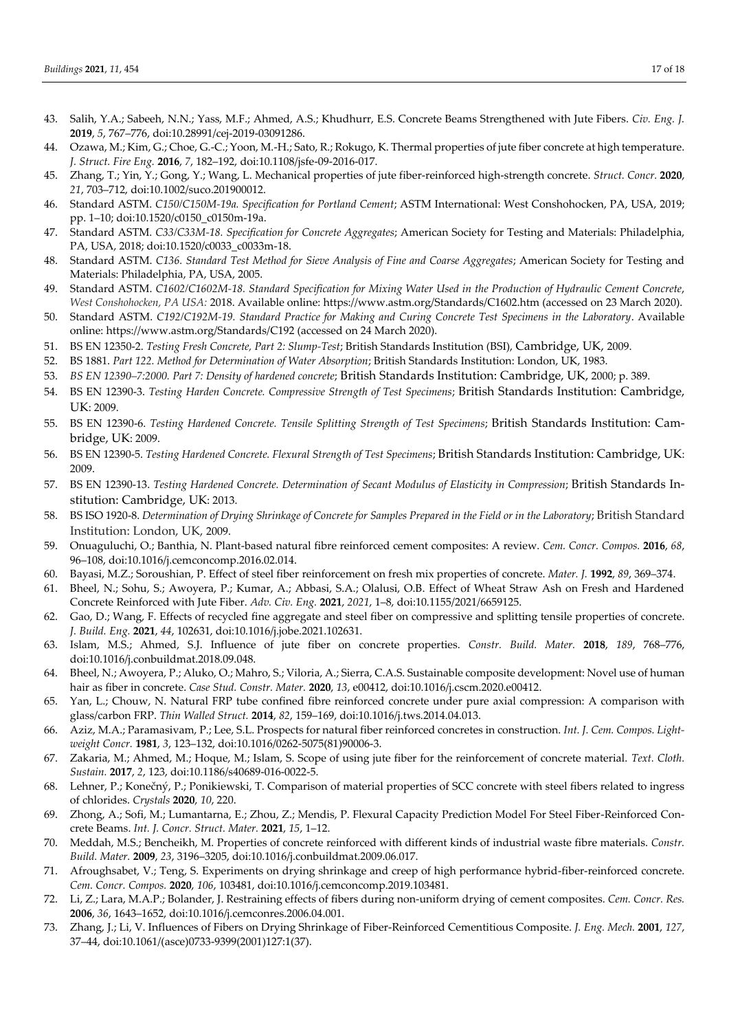43. Salih, Y.A.; Sabeeh, N.N.; Yass, M.F.; Ahmed, A.S.; Khudhurr, E.S. Concrete Beams Strengthened with Jute Fibers. *Civ. Eng. J.* **2019**, *5*, 767–776, doi:10.28991/cej-2019-03091286.
44. Ozawa, M.; Kim, G.; Choe, G.-C.; Yoon, M.-H.; Sato, R.; Rokugo, K. Thermal properties of jute fiber concrete at high temperature. *J. Struct. Fire Eng.* **2016**, *7*, 182–192, doi:10.1108/jsfe-09-2016-017.
45. Zhang, T.; Yin, Y.; Gong, Y.; Wang, L. Mechanical properties of jute fiber-reinforced high-strength concrete. *Struct. Concr.* **2020**, *21*, 703–712, doi:10.1002/suco.201900012.
46. Standard ASTM. *C150/C150M-19a. Specification for Portland Cement*; ASTM International: West Conshohocken, PA, USA, 2019; pp. 1–10; doi:10.1520/c0150_c0150m-19a.
47. Standard ASTM. *C33/C33M-18. Specification for Concrete Aggregates*; American Society for Testing and Materials: Philadelphia, PA, USA, 2018; doi:10.1520/c0033_c0033m-18.
48. Standard ASTM. *C136. Standard Test Method for Sieve Analysis of Fine and Coarse Aggregates*; American Society for Testing and Materials: Philadelphia, PA, USA, 2005.
49. Standard ASTM. *C1602/C1602M-18. Standard Specification for Mixing Water Used in the Production of Hydraulic Cement Concrete*, *West Conshohocken, PA USA:* 2018. Available online: https://www.astm.org/Standards/C1602.htm (accessed on 23 March 2020).
50. Standard ASTM. *C192/C192M-19. Standard Practice for Making and Curing Concrete Test Specimens in the Laboratory*. Available online: https://www.astm.org/Standards/C192 (accessed on 24 March 2020).
51. BS EN 12350-2. *Testing Fresh Concrete, Part 2: Slump-Test*; British Standards Institution (BSI), Cambridge, UK, 2009.
52. BS 1881. *Part 122. Method for Determination of Water Absorption*; British Standards Institution: London, UK, 1983.
53. *BS EN 12390–7:2000. Part 7: Density of hardened concrete*; British Standards Institution: Cambridge, UK, 2000; p. 389.
54. BS EN 12390-3. *Testing Harden Concrete. Compressive Strength of Test Specimens*; British Standards Institution: Cambridge, UK: 2009.
55. BS EN 12390-6. *Testing Hardened Concrete. Tensile Splitting Strength of Test Specimens*; British Standards Institution: Cambridge, UK: 2009.
56. BS EN 12390-5. *Testing Hardened Concrete. Flexural Strength of Test Specimens*; British Standards Institution: Cambridge, UK: 2009.
57. BS EN 12390-13. *Testing Hardened Concrete. Determination of Secant Modulus of Elasticity in Compression*; British Standards Institution: Cambridge, UK: 2013.
58. BS ISO 1920-8. *Determination of Drying Shrinkage of Concrete for Samples Prepared in the Field or in the Laboratory*; British Standard Institution: London, UK, 2009.
59. Onuaguluchi, O.; Banthia, N. Plant-based natural fibre reinforced cement composites: A review. *Cem. Concr. Compos.* **2016**, *68*, 96–108, doi:10.1016/j.cemconcomp.2016.02.014.
60. Bayasi, M.Z.; Soroushian, P. Effect of steel fiber reinforcement on fresh mix properties of concrete. *Mater. J.* **1992**, *89*, 369–374.
61. Bheel, N.; Sohu, S.; Awoyera, P.; Kumar, A.; Abbasi, S.A.; Olalusi, O.B. Effect of Wheat Straw Ash on Fresh and Hardened Concrete Reinforced with Jute Fiber. *Adv. Civ. Eng.* **2021**, *2021*, 1–8, doi:10.1155/2021/6659125.
62. Gao, D.; Wang, F. Effects of recycled fine aggregate and steel fiber on compressive and splitting tensile properties of concrete. *J. Build. Eng.* **2021**, *44*, 102631, doi:10.1016/j.jobe.2021.102631.
63. Islam, M.S.; Ahmed, S.J. Influence of jute fiber on concrete properties. *Constr. Build. Mater.* **2018**, *189*, 768–776, doi:10.1016/j.conbuildmat.2018.09.048.
64. Bheel, N.; Awoyera, P.; Aluko, O.; Mahro, S.; Viloria, A.; Sierra, C.A.S. Sustainable composite development: Novel use of human hair as fiber in concrete. *Case Stud. Constr. Mater.* **2020**, *13*, e00412, doi:10.1016/j.cscm.2020.e00412.
65. Yan, L.; Chouw, N. Natural FRP tube confined fibre reinforced concrete under pure axial compression: A comparison with glass/carbon FRP. *Thin Walled Struct.* **2014**, *82*, 159–169, doi:10.1016/j.tws.2014.04.013.
66. Aziz, M.A.; Paramasivam, P.; Lee, S.L. Prospects for natural fiber reinforced concretes in construction. *Int. J. Cem. Compos. Lightweight Concr.* **1981**, *3*, 123–132, doi:10.1016/0262-5075(81)90006-3.
67. Zakaria, M.; Ahmed, M.; Hoque, M.; Islam, S. Scope of using jute fiber for the reinforcement of concrete material. *Text. Cloth. Sustain.* **2017**, *2*, 123, doi:10.1186/s40689-016-0022-5.
68. Lehner, P.; Konečný, P.; Ponikiewski, T. Comparison of material properties of SCC concrete with steel fibers related to ingress of chlorides. *Crystals* **2020**, *10*, 220.
69. Zhong, A.; Sofi, M.; Lumantarna, E.; Zhou, Z.; Mendis, P. Flexural Capacity Prediction Model For Steel Fiber-Reinforced Concrete Beams. *Int. J. Concr. Struct. Mater.* **2021**, *15*, 1–12.
70. Meddah, M.S.; Bencheikh, M. Properties of concrete reinforced with different kinds of industrial waste fibre materials. *Constr. Build. Mater.* **2009**, *23*, 3196–3205, doi:10.1016/j.conbuildmat.2009.06.017.
71. Afroughsabet, V.; Teng, S. Experiments on drying shrinkage and creep of high performance hybrid-fiber-reinforced concrete. *Cem. Concr. Compos.* **2020**, *106*, 103481, doi:10.1016/j.cemconcomp.2019.103481.
72. Li, Z.; Lara, M.A.P.; Bolander, J. Restraining effects of fibers during non-uniform drying of cement composites. *Cem. Concr. Res.* **2006**, *36*, 1643–1652, doi:10.1016/j.cemconres.2006.04.001.
73. Zhang, J.; Li, V. Influences of Fibers on Drying Shrinkage of Fiber-Reinforced Cementitious Composite. *J. Eng. Mech.* **2001**, *127*, 37–44, doi:10.1061/(asce)0733-9399(2001)127:1(37).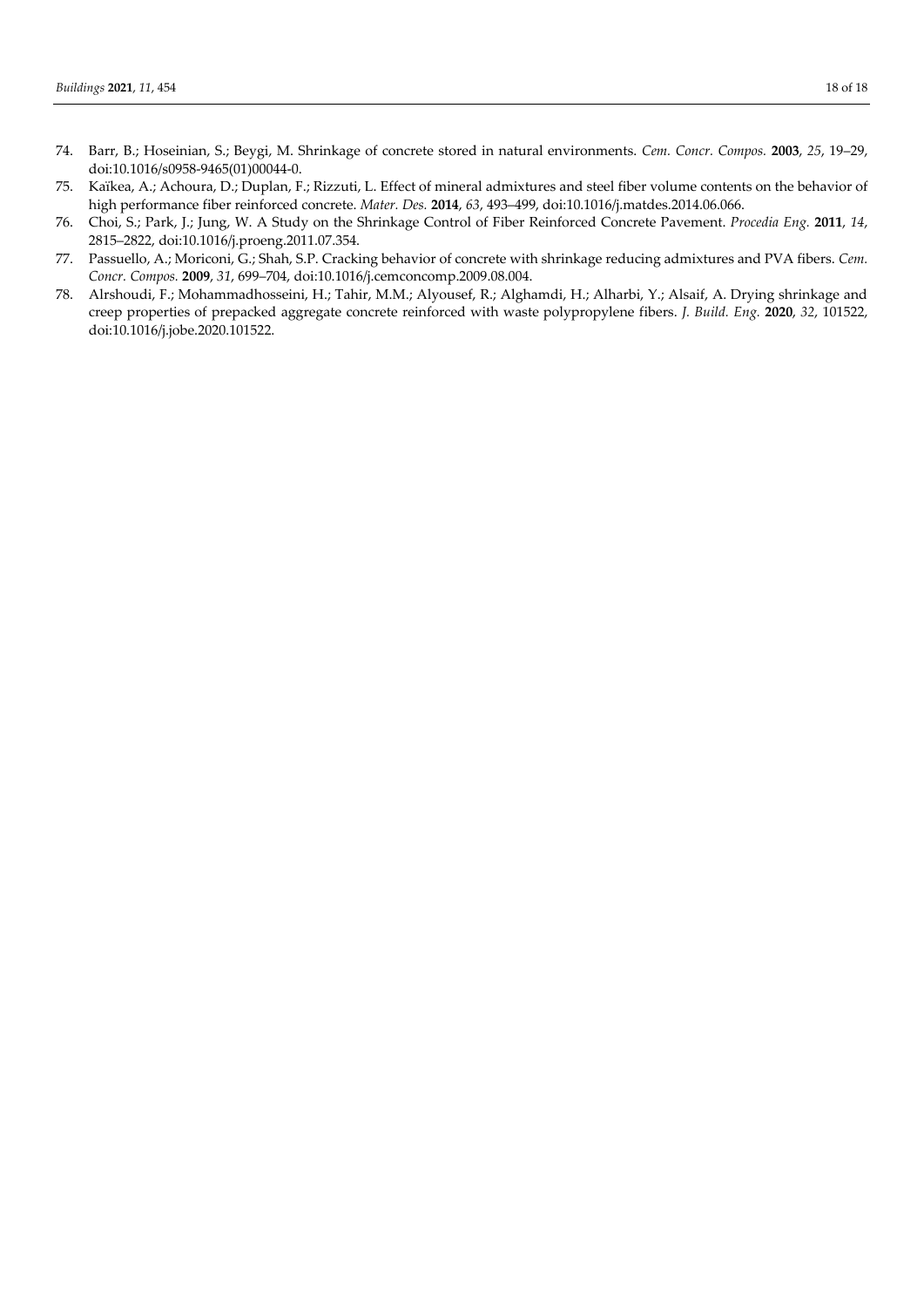74. Barr, B.; Hoseinian, S.; Beygi, M. Shrinkage of concrete stored in natural environments. *Cem. Concr. Compos.* **2003**, *25*, 19–29, doi:10.1016/s0958-9465(01)00044-0.
75. Kaïkea, A.; Achoura, D.; Duplan, F.; Rizzuti, L. Effect of mineral admixtures and steel fiber volume contents on the behavior of high performance fiber reinforced concrete. *Mater. Des.* **2014**, *63*, 493–499, doi:10.1016/j.matdes.2014.06.066.
76. Choi, S.; Park, J.; Jung, W. A Study on the Shrinkage Control of Fiber Reinforced Concrete Pavement. *Procedia Eng.* **2011**, *14*, 2815–2822, doi:10.1016/j.proeng.2011.07.354.
77. Passuello, A.; Moriconi, G.; Shah, S.P. Cracking behavior of concrete with shrinkage reducing admixtures and PVA fibers. *Cem. Concr. Compos.* **2009**, *31*, 699–704, doi:10.1016/j.cemconcomp.2009.08.004.
78. Alrshoudi, F.; Mohammadhosseini, H.; Tahir, M.M.; Alyousef, R.; Alghamdi, H.; Alharbi, Y.; Alsaif, A. Drying shrinkage and creep properties of prepacked aggregate concrete reinforced with waste polypropylene fibers. *J. Build. Eng.* **2020**, *32*, 101522, doi:10.1016/j.jobe.2020.101522.